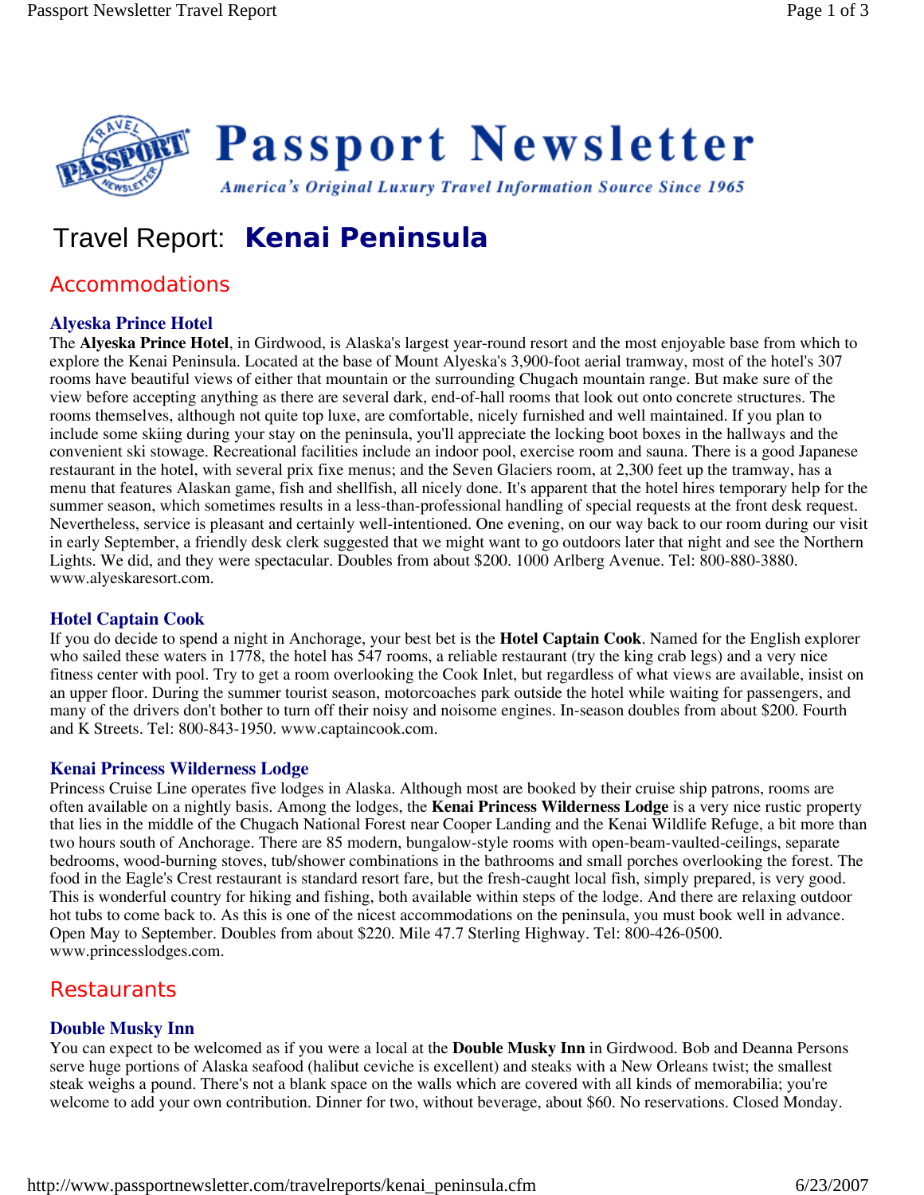# Passport Newsletter

*America's Original Luxury Travel Information Source Since 1965*

# Travel Report: **Kenai Peninsula**

## Accommodations

### Alyeska Prince Hotel

The **Alyeska Prince Hotel**, in Girdwood, is Alaska's largest year-round resort and the most enjoyable base from which to explore the Kenai Peninsula. Located at the base of Mount Alyeska's 3,900-foot aerial tramway, most of the hotel's 307 rooms have beautiful views of either that mountain or the surrounding Chugach mountain range. But make sure of the view before accepting anything as there are several dark, end-of-hall rooms that look out onto concrete structures. The rooms themselves, although not quite top luxe, are comfortable, nicely furnished and well maintained. If you plan to include some skiing during your stay on the peninsula, you'll appreciate the locking boot boxes in the hallways and the convenient ski stowage. Recreational facilities include an indoor pool, exercise room and sauna. There is a good Japanese restaurant in the hotel, with several prix fixe menus; and the Seven Glaciers room, at 2,300 feet up the tramway, has a menu that features Alaskan game, fish and shellfish, all nicely done. It's apparent that the hotel hires temporary help for the summer season, which sometimes results in a less-than-professional handling of special requests at the front desk request. Nevertheless, service is pleasant and certainly well-intentioned. One evening, on our way back to our room during our visit in early September, a friendly desk clerk suggested that we might want to go outdoors later that night and see the Northern Lights. We did, and they were spectacular. Doubles from about $200. 1000 Arlberg Avenue. Tel: 800-880-3880. www.alyeskaresort.com.

### Hotel Captain Cook

If you do decide to spend a night in Anchorage, your best bet is the **Hotel Captain Cook**. Named for the English explorer who sailed these waters in 1778, the hotel has 547 rooms, a reliable restaurant (try the king crab legs) and a very nice fitness center with pool. Try to get a room overlooking the Cook Inlet, but regardless of what views are available, insist on an upper floor. During the summer tourist season, motorcoaches park outside the hotel while waiting for passengers, and many of the drivers don't bother to turn off their noisy and noisome engines. In-season doubles from about $200. Fourth and K Streets. Tel: 800-843-1950. www.captaincook.com.

### Kenai Princess Wilderness Lodge

Princess Cruise Line operates five lodges in Alaska. Although most are booked by their cruise ship patrons, rooms are often available on a nightly basis. Among the lodges, the **Kenai Princess Wilderness Lodge** is a very nice rustic property that lies in the middle of the Chugach National Forest near Cooper Landing and the Kenai Wildlife Refuge, a bit more than two hours south of Anchorage. There are 85 modern, bungalow-style rooms with open-beam-vaulted-ceilings, separate bedrooms, wood-burning stoves, tub/shower combinations in the bathrooms and small porches overlooking the forest. The food in the Eagle's Crest restaurant is standard resort fare, but the fresh-caught local fish, simply prepared, is very good. This is wonderful country for hiking and fishing, both available within steps of the lodge. And there are relaxing outdoor hot tubs to come back to. As this is one of the nicest accommodations on the peninsula, you must book well in advance. Open May to September. Doubles from about $220. Mile 47.7 Sterling Highway. Tel: 800-426-0500. www.princesslodges.com.

## Restaurants

### Double Musky Inn

You can expect to be welcomed as if you were a local at the **Double Musky Inn** in Girdwood. Bob and Deanna Persons serve huge portions of Alaska seafood (halibut ceviche is excellent) and steaks with a New Orleans twist; the smallest steak weighs a pound. There's not a blank space on the walls which are covered with all kinds of memorabilia; you're welcome to add your own contribution. Dinner for two, without beverage, about $60. No reservations. Closed Monday.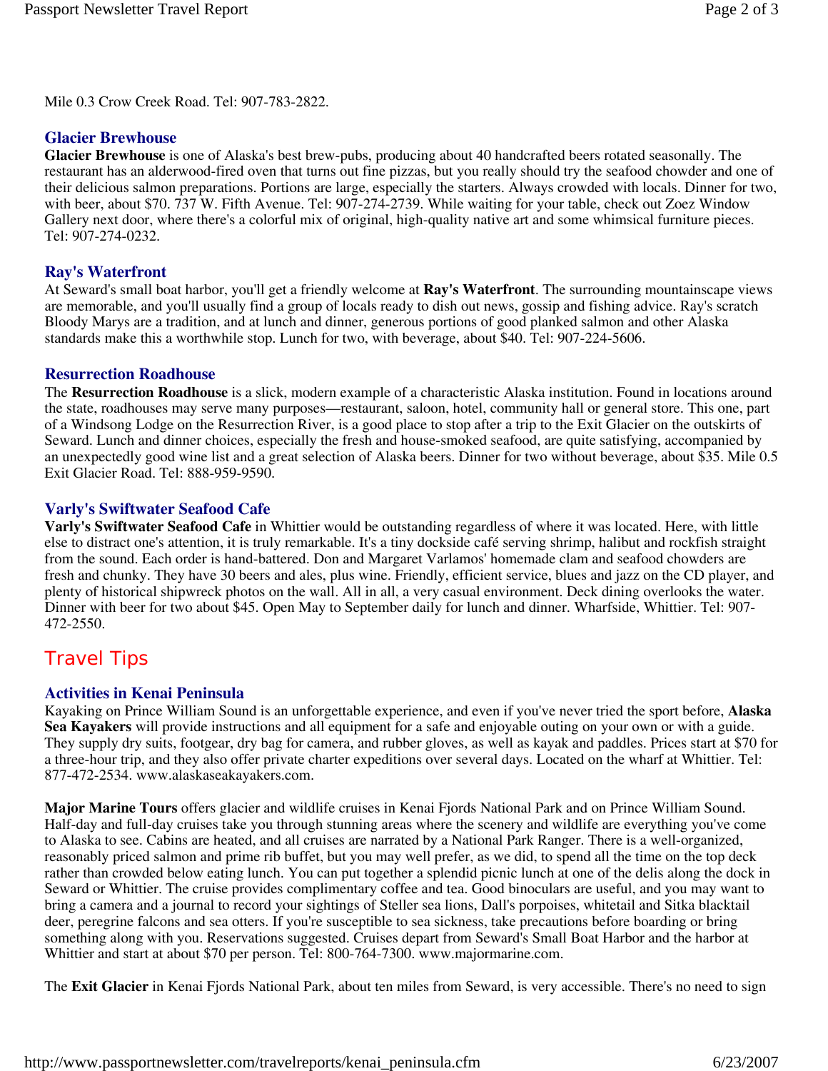Mile 0.3 Crow Creek Road. Tel: 907-783-2822.

### Glacier Brewhouse

**Glacier Brewhouse** is one of Alaska's best brew-pubs, producing about 40 handcrafted beers rotated seasonally. The restaurant has an alderwood-fired oven that turns out fine pizzas, but you really should try the seafood chowder and one of their delicious salmon preparations. Portions are large, especially the starters. Always crowded with locals. Dinner for two, with beer, about $70. 737 W. Fifth Avenue. Tel: 907-274-2739. While waiting for your table, check out Zoez Window Gallery next door, where there's a colorful mix of original, high-quality native art and some whimsical furniture pieces. Tel: 907-274-0232.

### Ray's Waterfront

At Seward's small boat harbor, you'll get a friendly welcome at **Ray's Waterfront**. The surrounding mountainscape views are memorable, and you'll usually find a group of locals ready to dish out news, gossip and fishing advice. Ray's scratch Bloody Marys are a tradition, and at lunch and dinner, generous portions of good planked salmon and other Alaska standards make this a worthwhile stop. Lunch for two, with beverage, about $40. Tel: 907-224-5606.

### Resurrection Roadhouse

The **Resurrection Roadhouse** is a slick, modern example of a characteristic Alaska institution. Found in locations around the state, roadhouses may serve many purposes—restaurant, saloon, hotel, community hall or general store. This one, part of a Windsong Lodge on the Resurrection River, is a good place to stop after a trip to the Exit Glacier on the outskirts of Seward. Lunch and dinner choices, especially the fresh and house-smoked seafood, are quite satisfying, accompanied by an unexpectedly good wine list and a great selection of Alaska beers. Dinner for two without beverage, about $35. Mile 0.5 Exit Glacier Road. Tel: 888-959-9590.

### Varly's Swiftwater Seafood Cafe

**Varly's Swiftwater Seafood Cafe** in Whittier would be outstanding regardless of where it was located. Here, with little else to distract one's attention, it is truly remarkable. It's a tiny dockside café serving shrimp, halibut and rockfish straight from the sound. Each order is hand-battered. Don and Margaret Varlamos' homemade clam and seafood chowders are fresh and chunky. They have 30 beers and ales, plus wine. Friendly, efficient service, blues and jazz on the CD player, and plenty of historical shipwreck photos on the wall. All in all, a very casual environment. Deck dining overlooks the water. Dinner with beer for two about $45. Open May to September daily for lunch and dinner. Wharfside, Whittier. Tel: 907-472-2550.

## Travel Tips

### Activities in Kenai Peninsula

Kayaking on Prince William Sound is an unforgettable experience, and even if you've never tried the sport before, **Alaska Sea Kayakers** will provide instructions and all equipment for a safe and enjoyable outing on your own or with a guide. They supply dry suits, footgear, dry bag for camera, and rubber gloves, as well as kayak and paddles. Prices start at $70 for a three-hour trip, and they also offer private charter expeditions over several days. Located on the wharf at Whittier. Tel: 877-472-2534. www.alaskaseakayakers.com.

**Major Marine Tours** offers glacier and wildlife cruises in Kenai Fjords National Park and on Prince William Sound. Half-day and full-day cruises take you through stunning areas where the scenery and wildlife are everything you've come to Alaska to see. Cabins are heated, and all cruises are narrated by a National Park Ranger. There is a well-organized, reasonably priced salmon and prime rib buffet, but you may well prefer, as we did, to spend all the time on the top deck rather than crowded below eating lunch. You can put together a splendid picnic lunch at one of the delis along the dock in Seward or Whittier. The cruise provides complimentary coffee and tea. Good binoculars are useful, and you may want to bring a camera and a journal to record your sightings of Steller sea lions, Dall's porpoises, whitetail and Sitka blacktail deer, peregrine falcons and sea otters. If you're susceptible to sea sickness, take precautions before boarding or bring something along with you. Reservations suggested. Cruises depart from Seward's Small Boat Harbor and the harbor at Whittier and start at about $70 per person. Tel: 800-764-7300. www.majormarine.com.

The **Exit Glacier** in Kenai Fjords National Park, about ten miles from Seward, is very accessible. There's no need to sign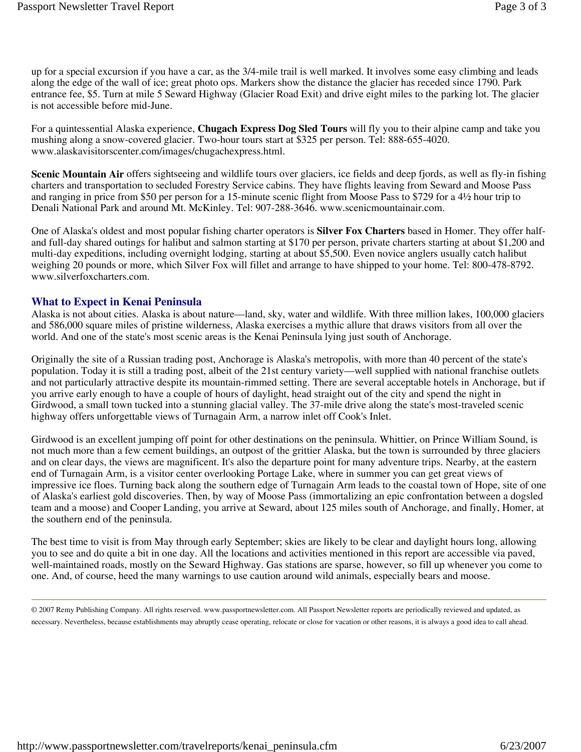up for a special excursion if you have a car, as the 3/4-mile trail is well marked. It involves some easy climbing and leads along the edge of the wall of ice; great photo ops. Markers show the distance the glacier has receded since 1790. Park entrance fee, $5. Turn at mile 5 Seward Highway (Glacier Road Exit) and drive eight miles to the parking lot. The glacier is not accessible before mid-June.

For a quintessential Alaska experience, **Chugach Express Dog Sled Tours** will fly you to their alpine camp and take you mushing along a snow-covered glacier. Two-hour tours start at $325 per person. Tel: 888-655-4020. www.alaskavisitorscenter.com/images/chugachexpress.html.

**Scenic Mountain Air** offers sightseeing and wildlife tours over glaciers, ice fields and deep fjords, as well as fly-in fishing charters and transportation to secluded Forestry Service cabins. They have flights leaving from Seward and Moose Pass and ranging in price from $50 per person for a 15-minute scenic flight from Moose Pass to $729 for a 4½ hour trip to Denali National Park and around Mt. McKinley. Tel: 907-288-3646. www.scenicmountainair.com.

One of Alaska's oldest and most popular fishing charter operators is **Silver Fox Charters** based in Homer. They offer half- and full-day shared outings for halibut and salmon starting at $170 per person, private charters starting at about $1,200 and multi-day expeditions, including overnight lodging, starting at about $5,500. Even novice anglers usually catch halibut weighing 20 pounds or more, which Silver Fox will fillet and arrange to have shipped to your home. Tel: 800-478-8792. www.silverfoxcharters.com.

## What to Expect in Kenai Peninsula

Alaska is not about cities. Alaska is about nature—land, sky, water and wildlife. With three million lakes, 100,000 glaciers and 586,000 square miles of pristine wilderness, Alaska exercises a mythic allure that draws visitors from all over the world. And one of the state's most scenic areas is the Kenai Peninsula lying just south of Anchorage.

Originally the site of a Russian trading post, Anchorage is Alaska's metropolis, with more than 40 percent of the state's population. Today it is still a trading post, albeit of the 21st century variety—well supplied with national franchise outlets and not particularly attractive despite its mountain-rimmed setting. There are several acceptable hotels in Anchorage, but if you arrive early enough to have a couple of hours of daylight, head straight out of the city and spend the night in Girdwood, a small town tucked into a stunning glacial valley. The 37-mile drive along the state's most-traveled scenic highway offers unforgettable views of Turnagain Arm, a narrow inlet off Cook's Inlet.

Girdwood is an excellent jumping off point for other destinations on the peninsula. Whittier, on Prince William Sound, is not much more than a few cement buildings, an outpost of the grittier Alaska, but the town is surrounded by three glaciers and on clear days, the views are magnificent. It's also the departure point for many adventure trips. Nearby, at the eastern end of Turnagain Arm, is a visitor center overlooking Portage Lake, where in summer you can get great views of impressive ice floes. Turning back along the southern edge of Turnagain Arm leads to the coastal town of Hope, site of one of Alaska's earliest gold discoveries. Then, by way of Moose Pass (immortalizing an epic confrontation between a dogsled team and a moose) and Cooper Landing, you arrive at Seward, about 125 miles south of Anchorage, and finally, Homer, at the southern end of the peninsula.

The best time to visit is from May through early September; skies are likely to be clear and daylight hours long, allowing you to see and do quite a bit in one day. All the locations and activities mentioned in this report are accessible via paved, well-maintained roads, mostly on the Seward Highway. Gas stations are sparse, however, so fill up whenever you come to one. And, of course, heed the many warnings to use caution around wild animals, especially bears and moose.

---

© 2007 Remy Publishing Company. All rights reserved. www.passportnewsletter.com. All Passport Newsletter reports are periodically reviewed and updated, as necessary. Nevertheless, because establishments may abruptly cease operating, relocate or close for vacation or other reasons, it is always a good idea to call ahead.